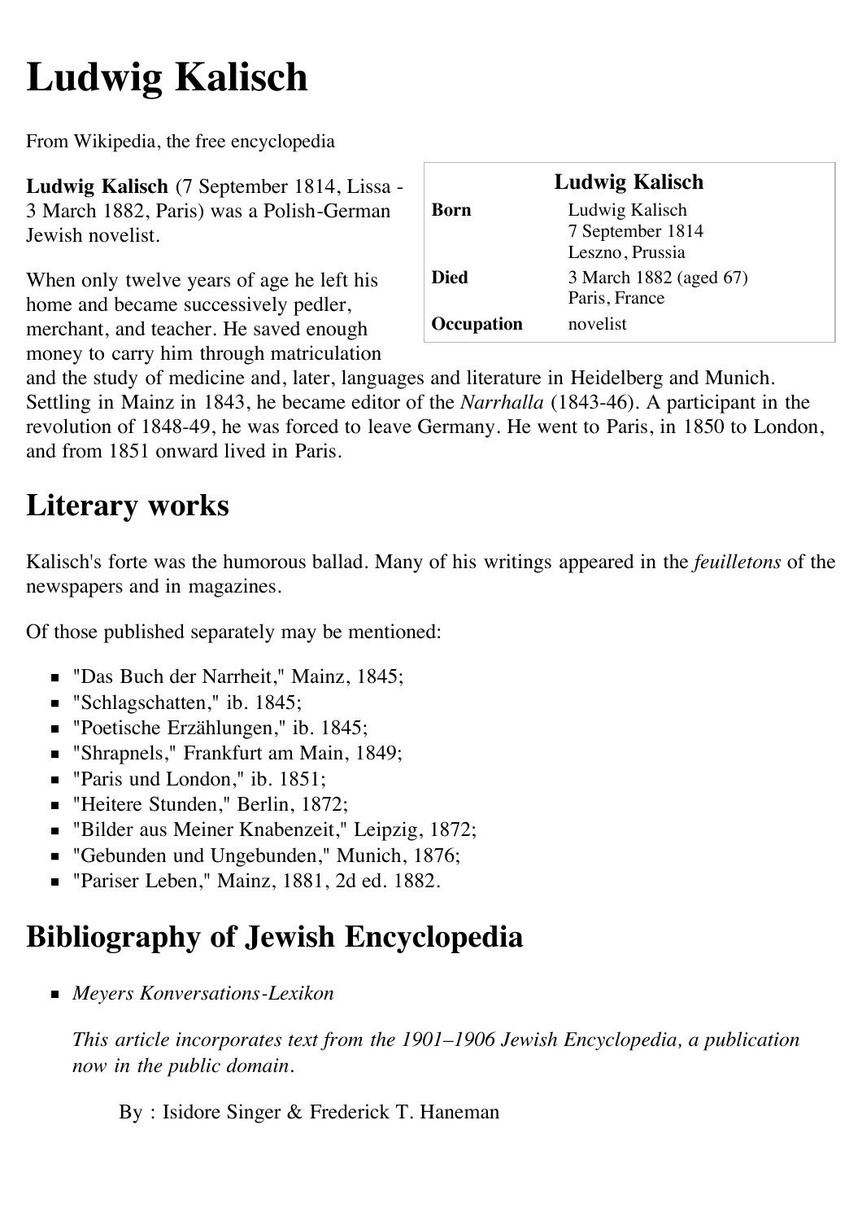# Ludwig Kalisch

From Wikipedia, the free encyclopedia

| Ludwig Kalisch | |
|---|---|
| **Born** | Ludwig Kalisch<br>7 September 1814<br>Leszno, Prussia |
| **Died** | 3 March 1882 (aged 67)<br>Paris, France |
| **Occupation** | novelist |

**Ludwig Kalisch** (7 September 1814, Lissa - 3 March 1882, Paris) was a Polish-German Jewish novelist.

When only twelve years of age he left his home and became successively pedler, merchant, and teacher. He saved enough money to carry him through matriculation and the study of medicine and, later, languages and literature in Heidelberg and Munich. Settling in Mainz in 1843, he became editor of the *Narrhalla* (1843-46). A participant in the revolution of 1848-49, he was forced to leave Germany. He went to Paris, in 1850 to London, and from 1851 onward lived in Paris.

## Literary works

Kalisch's forte was the humorous ballad. Many of his writings appeared in the *feuilletons* of the newspapers and in magazines.

Of those published separately may be mentioned:

- "Das Buch der Narrheit," Mainz, 1845;
- "Schlagschatten," ib. 1845;
- "Poetische Erzählungen," ib. 1845;
- "Shrapnels," Frankfurt am Main, 1849;
- "Paris und London," ib. 1851;
- "Heitere Stunden," Berlin, 1872;
- "Bilder aus Meiner Knabenzeit," Leipzig, 1872;
- "Gebunden und Ungebunden," Munich, 1876;
- "Pariser Leben," Mainz, 1881, 2d ed. 1882.

## Bibliography of Jewish Encyclopedia

- *Meyers Konversations-Lexikon*

  *This article incorporates text from the 1901–1906 Jewish Encyclopedia, a publication now in the public domain.*

  By : Isidore Singer & Frederick T. Haneman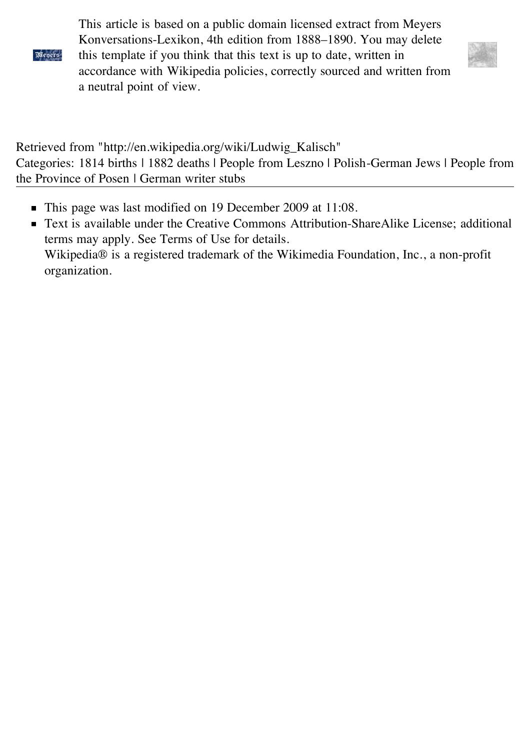This article is based on a public domain licensed extract from Meyers Konversations-Lexikon, 4th edition from 1888–1890. You may delete this template if you think that this text is up to date, written in accordance with Wikipedia policies, correctly sourced and written from a neutral point of view.

Retrieved from "http://en.wikipedia.org/wiki/Ludwig_Kalisch"
Categories: 1814 births | 1882 deaths | People from Leszno | Polish-German Jews | People from the Province of Posen | German writer stubs

- This page was last modified on 19 December 2009 at 11:08.
- Text is available under the Creative Commons Attribution-ShareAlike License; additional terms may apply. See Terms of Use for details.
  Wikipedia® is a registered trademark of the Wikimedia Foundation, Inc., a non-profit organization.